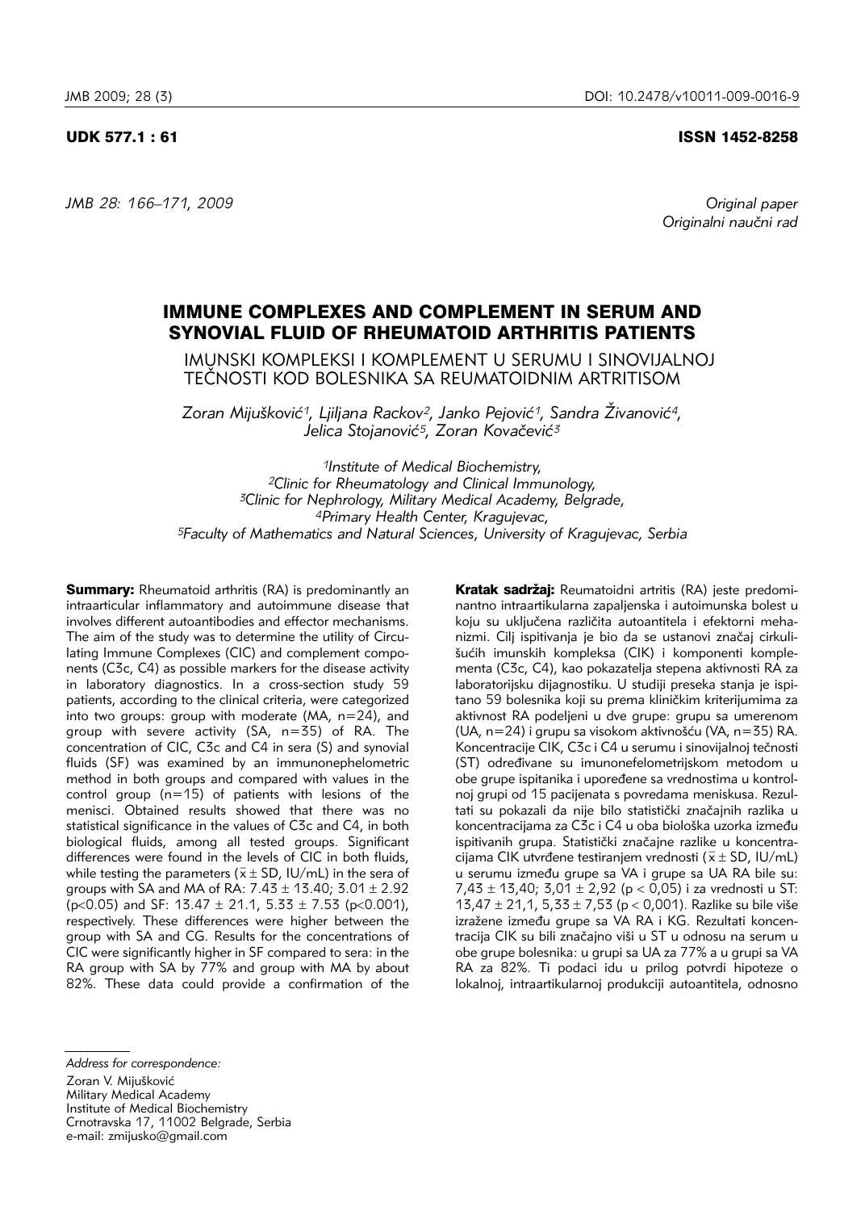UDK 577.1 : 61

ISSN 1452-8258

*JMB 28: 166–171, 2009*

*Original paper*
*Originalni naučni rad*

# IMMUNE COMPLEXES AND COMPLEMENT IN SERUM AND SYNOVIAL FLUID OF RHEUMATOID ARTHRITIS PATIENTS

## IMUNSKI KOMPLEKSI I KOMPLEMENT U SERUMU I SINOVIJALNOJ TEČNOSTI KOD BOLESNIKA SA REUMATOIDNIM ARTRITISOM

*Zoran Mijušković[1], Ljiljana Rackov[2], Janko Pejović[1], Sandra Živanović[4], Jelica Stojanović[5], Zoran Kovačević[3]*

[1]*Institute of Medical Biochemistry,*
[2]*Clinic for Rheumatology and Clinical Immunology,*
[3]*Clinic for Nephrology, Military Medical Academy, Belgrade,*
[4]*Primary Health Center, Kragujevac,*
[5]*Faculty of Mathematics and Natural Sciences, University of Kragujevac, Serbia*

**Summary:** Rheumatoid arthritis (RA) is predominantly an intraarticular inflammatory and autoimmune disease that involves different autoantibodies and effector mechanisms. The aim of the study was to determine the utility of Circulating Immune Complexes (CIC) and complement components (C3c, C4) as possible markers for the disease activity in laboratory diagnostics. In a cross-section study 59 patients, according to the clinical criteria, were categorized into two groups: group with moderate (MA, n=24), and group with severe activity (SA, n=35) of RA. The concentration of CIC, C3c and C4 in sera (S) and synovial fluids (SF) was examined by an immunonephelometric method in both groups and compared with values in the control group (n=15) of patients with lesions of the menisci. Obtained results showed that there was no statistical significance in the values of C3c and C4, in both biological fluids, among all tested groups. Significant differences were found in the levels of CIC in both fluids, while testing the parameters ($\bar{x} \pm$ SD, IU/mL) in the sera of groups with SA and MA of RA: 7.43 ± 13.40; 3.01 ± 2.92 ($p<0.05$) and SF: 13.47 ± 21.1, 5.33 ± 7.53 ($p<0.001$), respectively. These differences were higher between the group with SA and CG. Results for the concentrations of CIC were significantly higher in SF compared to sera: in the RA group with SA by 77% and group with MA by about 82%. These data could provide a confirmation of the

**Kratak sadržaj:** Reumatoidni artritis (RA) jeste predominantno intraartikularna zapaljenska i autoimunska bolest u koju su uključena različita autoantitela i efektorni mehanizmi. Cilj ispitivanja je bio da se ustanovi značaj cirkulišućih imunskih kompleksa (CIK) i komponenti komplementa (C3c, C4), kao pokazatelja stepena aktivnosti RA za laboratorijsku dijagnostiku. U studiji preseka stanja je ispitano 59 bolesnika koji su prema kliničkim kriterijumima za aktivnost RA podeljeni u dve grupe: grupu sa umerenom (UA, n=24) i grupu sa visokom aktivnošću (VA, n=35) RA. Koncentracije CIK, C3c i C4 u serumu i sinovijalnoj tečnosti (ST) određivane su imunonefelometrijskom metodom u obe grupe ispitanika i upoređene sa vrednostima u kontrolnoj grupi od 15 pacijenata s povredama meniskusa. Rezultati su pokazali da nije bilo statistički značajnih razlika u koncentracijama za C3c i C4 u oba biološka uzorka između ispitivanih grupa. Statistički značajne razlike u koncentracijama CIK utvrđene testiranjem vrednosti ($\bar{x} \pm$ SD, IU/mL) u serumu između grupe sa VA i grupe sa UA RA bile su: 7,43 ± 13,40; 3,01 ± 2,92 ($p < 0,05$) i za vrednosti u ST: 13,47 ± 21,1, 5,33 ± 7,53 ($p < 0,001$). Razlike su bile više izražene između grupe sa VA RA i KG. Rezultati koncentracija CIK su bili značajno viši u ST u odnosu na serum u obe grupe bolesnika: u grupi sa UA za 77% a u grupi sa VA RA za 82%. Ti podaci idu u prilog potvrdi hipoteze o lokalnoj, intraartikularnoj produkciji autoantitela, odnosno

*Address for correspondence:*
Zoran V. Mijušković
Military Medical Academy
Institute of Medical Biochemistry
Crnotravska 17, 11002 Belgrade, Serbia
e-mail: zmijusko@gmail.com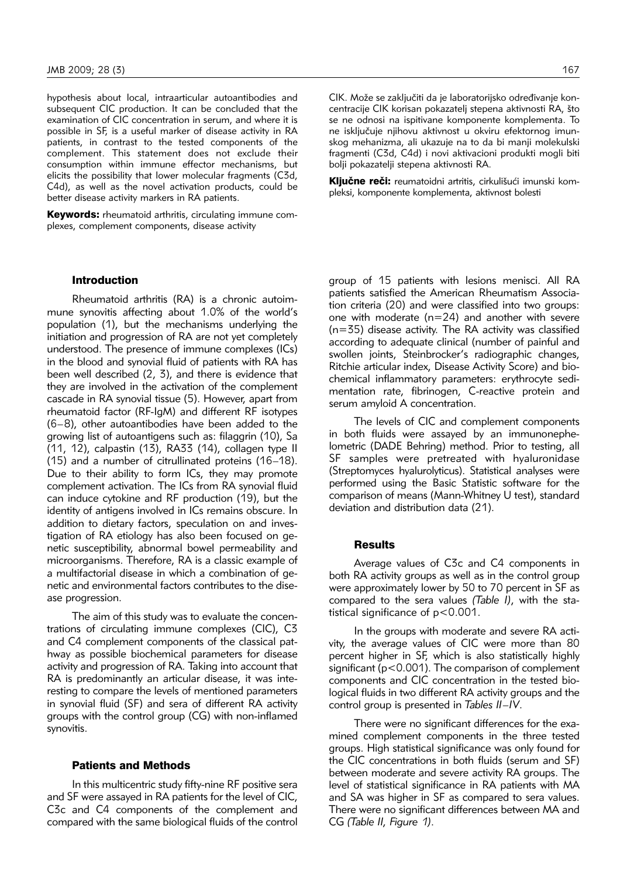hypothesis about local, intraarticular autoantibodies and subsequent CIC production. It can be concluded that the examination of CIC concentration in serum, and where it is possible in SF, is a useful marker of disease activity in RA patients, in contrast to the tested components of the complement. This statement does not exclude their consumption within immune effector mechanisms, but elicits the possibility that lower molecular fragments (C3d, C4d), as well as the novel activation products, could be better disease activity markers in RA patients.

**Keywords:** rheumatoid arthritis, circulating immune complexes, complement components, disease activity

CIK. Može se zaključiti da je laboratorijsko određivanje koncentracije CIK korisan pokazatelj stepena aktivnosti RA, što se ne odnosi na ispitivane komponente komplementa. To ne isključuje njihovu aktivnost u okviru efektornog imunskog mehanizma, ali ukazuje na to da bi manji molekulski fragmenti (C3d, C4d) i novi aktivacioni produkti mogli biti bolji pokazatelji stepena aktivnosti RA.

**Ključne reči:** reumatoidni artritis, cirkulišući imunski kompleksi, komponente komplementa, aktivnost bolesti

## Introduction

Rheumatoid arthritis (RA) is a chronic autoimmune synovitis affecting about 1.0% of the world's population (1), but the mechanisms underlying the initiation and progression of RA are not yet completely understood. The presence of immune complexes (ICs) in the blood and synovial fluid of patients with RA has been well described (2, 3), and there is evidence that they are involved in the activation of the complement cascade in RA synovial tissue (5). However, apart from rheumatoid factor (RF-IgM) and different RF isotypes (6–8), other autoantibodies have been added to the growing list of autoantigens such as: filaggrin (10), Sa (11, 12), calpastin (13), RA33 (14), collagen type II (15) and a number of citrullinated proteins (16–18). Due to their ability to form ICs, they may promote complement activation. The ICs from RA synovial fluid can induce cytokine and RF production (19), but the identity of antigens involved in ICs remains obscure. In addition to dietary factors, speculation on and investigation of RA etiology has also been focused on genetic susceptibility, abnormal bowel permeability and microorganisms. Therefore, RA is a classic example of a multifactorial disease in which a combination of genetic and environmental factors contributes to the disease progression.

The aim of this study was to evaluate the concentrations of circulating immune complexes (CIC), C3 and C4 complement components of the classical pathway as possible biochemical parameters for disease activity and progression of RA. Taking into account that RA is predominantly an articular disease, it was interesting to compare the levels of mentioned parameters in synovial fluid (SF) and sera of different RA activity groups with the control group (CG) with non-inflamed synovitis.

## Patients and Methods

In this multicentric study fifty-nine RF positive sera and SF were assayed in RA patients for the level of CIC, C3c and C4 components of the complement and compared with the same biological fluids of the control group of 15 patients with lesions menisci. All RA patients satisfied the American Rheumatism Association criteria (20) and were classified into two groups: one with moderate (n=24) and another with severe (n=35) disease activity. The RA activity was classified according to adequate clinical (number of painful and swollen joints, Steinbrocker's radiographic changes, Ritchie articular index, Disease Activity Score) and biochemical inflammatory parameters: erythrocyte sedimentation rate, fibrinogen, C-reactive protein and serum amyloid A concentration.

The levels of CIC and complement components in both fluids were assayed by an immunonephelometric (DADE Behring) method. Prior to testing, all SF samples were pretreated with hyaluronidase (Streptomyces hyalurolyticus). Statistical analyses were performed using the Basic Statistic software for the comparison of means (Mann-Whitney U test), standard deviation and distribution data (21).

## Results

Average values of C3c and C4 components in both RA activity groups as well as in the control group were approximately lower by 50 to 70 percent in SF as compared to the sera values *(Table I)*, with the statistical significance of $p<0.001$.

In the groups with moderate and severe RA activity, the average values of CIC were more than 80 percent higher in SF, which is also statistically highly significant ($p<0.001$). The comparison of complement components and CIC concentration in the tested biological fluids in two different RA activity groups and the control group is presented in *Tables II–IV*.

There were no significant differences for the examined complement components in the three tested groups. High statistical significance was only found for the CIC concentrations in both fluids (serum and SF) between moderate and severe activity RA groups. The level of statistical significance in RA patients with MA and SA was higher in SF as compared to sera values. There were no significant differences between MA and CG *(Table II, Figure 1)*.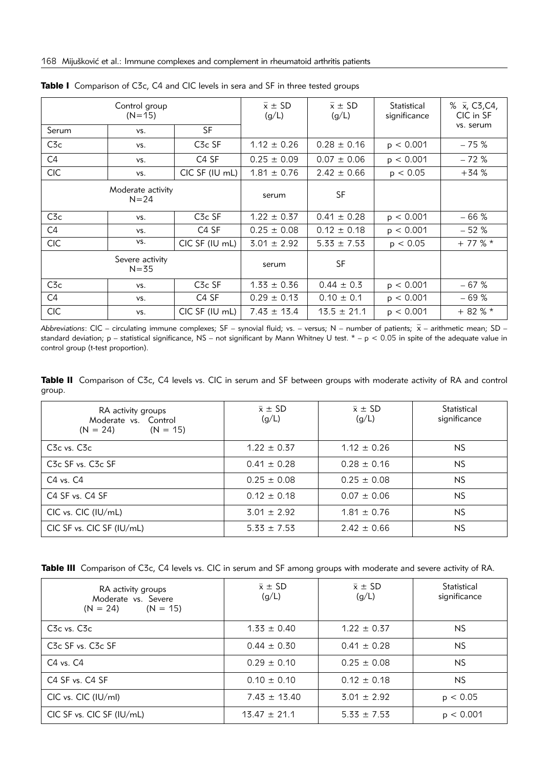**Table I** Comparison of C3c, C4 and CIC levels in sera and SF in three tested groups

| Control group (N=15) | | | $\bar{x} \pm SD$ (g/L) | $\bar{x} \pm SD$ (g/L) | Statistical significance | % $\bar{x}$, C3,C4, CIC in SF vs. serum |
|---|---|---|---|---|---|---|
| Serum | vs. | SF | | | | |
| C3c | vs. | C3c SF | 1.12 ± 0.26 | 0.28 ± 0.16 | $p < 0.001$ | – 75 % |
| C4 | vs. | C4 SF | 0.25 ± 0.09 | 0.07 ± 0.06 | $p < 0.001$ | – 72 % |
| CIC | vs. | CIC SF (IU mL) | 1.81 ± 0.76 | 2.42 ± 0.66 | $p < 0.05$ | +34 % |
| Moderate activity N=24 | | | serum | SF | | |
| C3c | vs. | C3c SF | 1.22 ± 0.37 | 0.41 ± 0.28 | $p < 0.001$ | – 66 % |
| C4 | vs. | C4 SF | 0.25 ± 0.08 | 0.12 ± 0.18 | $p < 0.001$ | – 52 % |
| CIC | vs. | CIC SF (IU mL) | 3.01 ± 2.92 | 5.33 ± 7.53 | $p < 0.05$ | + 77 % * |
| Severe activity N=35 | | | serum | SF | | |
| C3c | vs. | C3c SF | 1.33 ± 0.36 | 0.44 ± 0.3 | $p < 0.001$ | – 67 % |
| C4 | vs. | C4 SF | 0.29 ± 0.13 | 0.10 ± 0.1 | $p < 0.001$ | – 69 % |
| CIC | vs. | CIC SF (IU mL) | 7.43 ± 13.4 | 13.5 ± 21.1 | $p < 0.001$ | + 82 % * |

*Abbreviations*: CIC – circulating immune complexes; SF – synovial fluid; vs. – versus; N – number of patients; $\bar{x}$ – arithmetic mean; SD – standard deviation; p – statistical significance, NS – not significant by Mann Whitney U test. * – $p < 0.05$ in spite of the adequate value in control group (t-test proportion).

**Table II** Comparison of C3c, C4 levels vs. CIC in serum and SF between groups with moderate activity of RA and control group.

| RA activity groups Moderate vs. Control (N = 24) (N = 15) | $\bar{x} \pm SD$ (g/L) | $\bar{x} \pm SD$ (g/L) | Statistical significance |
|---|---|---|---|
| C3c vs. C3c | 1.22 ± 0.37 | 1.12 ± 0.26 | NS |
| C3c SF vs. C3c SF | 0.41 ± 0.28 | 0.28 ± 0.16 | NS |
| C4 vs. C4 | 0.25 ± 0.08 | 0.25 ± 0.08 | NS |
| C4 SF vs. C4 SF | 0.12 ± 0.18 | 0.07 ± 0.06 | NS |
| CIC vs. CIC (IU/mL) | 3.01 ± 2.92 | 1.81 ± 0.76 | NS |
| CIC SF vs. CIC SF (IU/mL) | 5.33 ± 7.53 | 2.42 ± 0.66 | NS |

**Table III** Comparison of C3c, C4 levels vs. CIC in serum and SF among groups with moderate and severe activity of RA.

| RA activity groups Moderate vs. Severe (N = 24) (N = 15) | $\bar{x} \pm SD$ (g/L) | $\bar{x} \pm SD$ (g/L) | Statistical significance |
|---|---|---|---|
| C3c vs. C3c | 1.33 ± 0.40 | 1.22 ± 0.37 | NS |
| C3c SF vs. C3c SF | 0.44 ± 0.30 | 0.41 ± 0.28 | NS |
| C4 vs. C4 | 0.29 ± 0.10 | 0.25 ± 0.08 | NS |
| C4 SF vs. C4 SF | 0.10 ± 0.10 | 0.12 ± 0.18 | NS |
| CIC vs. CIC (IU/ml) | 7.43 ± 13.40 | 3.01 ± 2.92 | $p < 0.05$ |
| CIC SF vs. CIC SF (IU/mL) | 13.47 ± 21.1 | 5.33 ± 7.53 | $p < 0.001$ |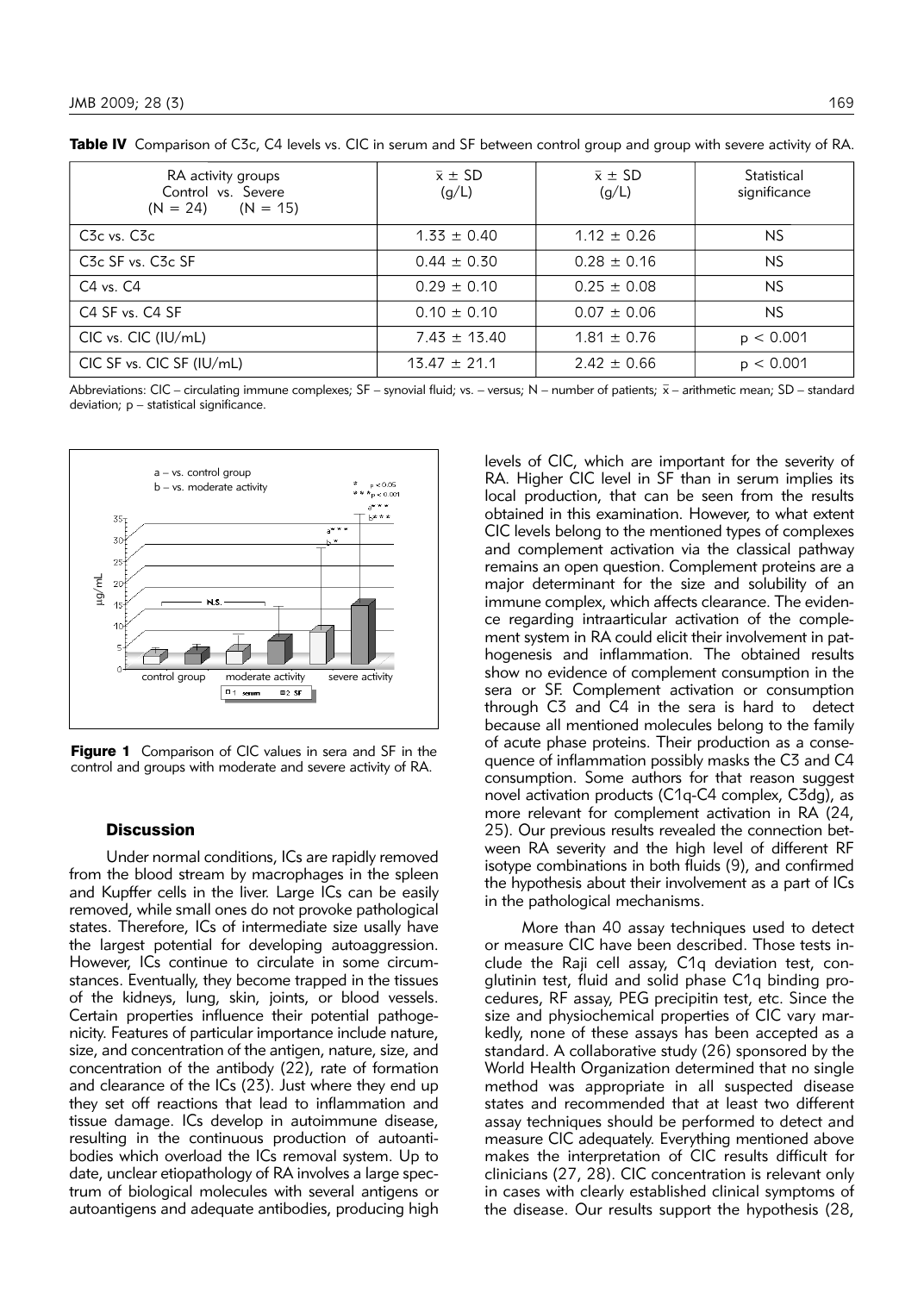**Table IV** Comparison of C3c, C4 levels vs. CIC in serum and SF between control group and group with severe activity of RA.

| RA activity groups Control vs. Severe (N = 24) (N = 15) | $\bar{x} \pm SD$ (g/L) | $\bar{x} \pm SD$ (g/L) | Statistical significance |
|---|---|---|---|
| C3c vs. C3c | 1.33 ± 0.40 | 1.12 ± 0.26 | NS |
| C3c SF vs. C3c SF | 0.44 ± 0.30 | 0.28 ± 0.16 | NS |
| C4 vs. C4 | 0.29 ± 0.10 | 0.25 ± 0.08 | NS |
| C4 SF vs. C4 SF | 0.10 ± 0.10 | 0.07 ± 0.06 | NS |
| CIC vs. CIC (IU/mL) | 7.43 ± 13.40 | 1.81 ± 0.76 | $p < 0.001$ |
| CIC SF vs. CIC SF (IU/mL) | 13.47 ± 21.1 | 2.42 ± 0.66 | $p < 0.001$ |

Abbreviations: CIC – circulating immune complexes; SF – synovial fluid; vs. – versus; N – number of patients; $\bar{x}$ – arithmetic mean; SD – standard deviation; p – statistical significance.

**Figure 1** Comparison of CIC values in sera and SF in the control and groups with moderate and severe activity of RA.

## Discussion

Under normal conditions, ICs are rapidly removed from the blood stream by macrophages in the spleen and Kupffer cells in the liver. Large ICs can be easily removed, while small ones do not provoke pathological states. Therefore, ICs of intermediate size usally have the largest potential for developing autoaggression. However, ICs continue to circulate in some circumstances. Eventually, they become trapped in the tissues of the kidneys, lung, skin, joints, or blood vessels. Certain properties influence their potential pathogenicity. Features of particular importance include nature, size, and concentration of the antigen, nature, size, and concentration of the antibody (22), rate of formation and clearance of the ICs (23). Just where they end up they set off reactions that lead to inflammation and tissue damage. ICs develop in autoimmune disease, resulting in the continuous production of autoantibodies which overload the ICs removal system. Up to date, unclear etiopathology of RA involves a large spectrum of biological molecules with several antigens or autoantigens and adequate antibodies, producing high levels of CIC, which are important for the severity of RA. Higher CIC level in SF than in serum implies its local production, that can be seen from the results obtained in this examination. However, to what extent CIC levels belong to the mentioned types of complexes and complement activation via the classical pathway remains an open question. Complement proteins are a major determinant for the size and solubility of an immune complex, which affects clearance. The evidence regarding intraarticular activation of the complement system in RA could elicit their involvement in pathogenesis and inflammation. The obtained results show no evidence of complement consumption in the sera or SF. Complement activation or consumption through C3 and C4 in the sera is hard to detect because all mentioned molecules belong to the family of acute phase proteins. Their production as a consequence of inflammation possibly masks the C3 and C4 consumption. Some authors for that reason suggest novel activation products (C1q-C4 complex, C3dg), as more relevant for complement activation in RA (24, 25). Our previous results revealed the connection between RA severity and the high level of different RF isotype combinations in both fluids (9), and confirmed the hypothesis about their involvement as a part of ICs in the pathological mechanisms.

More than 40 assay techniques used to detect or measure CIC have been described. Those tests include the Raji cell assay, C1q deviation test, conglutinin test, fluid and solid phase C1q binding procedures, RF assay, PEG precipitin test, etc. Since the size and physiochemical properties of CIC vary markedly, none of these assays has been accepted as a standard. A collaborative study (26) sponsored by the World Health Organization determined that no single method was appropriate in all suspected disease states and recommended that at least two different assay techniques should be performed to detect and measure CIC adequately. Everything mentioned above makes the interpretation of CIC results difficult for clinicians (27, 28). CIC concentration is relevant only in cases with clearly established clinical symptoms of the disease. Our results support the hypothesis (28,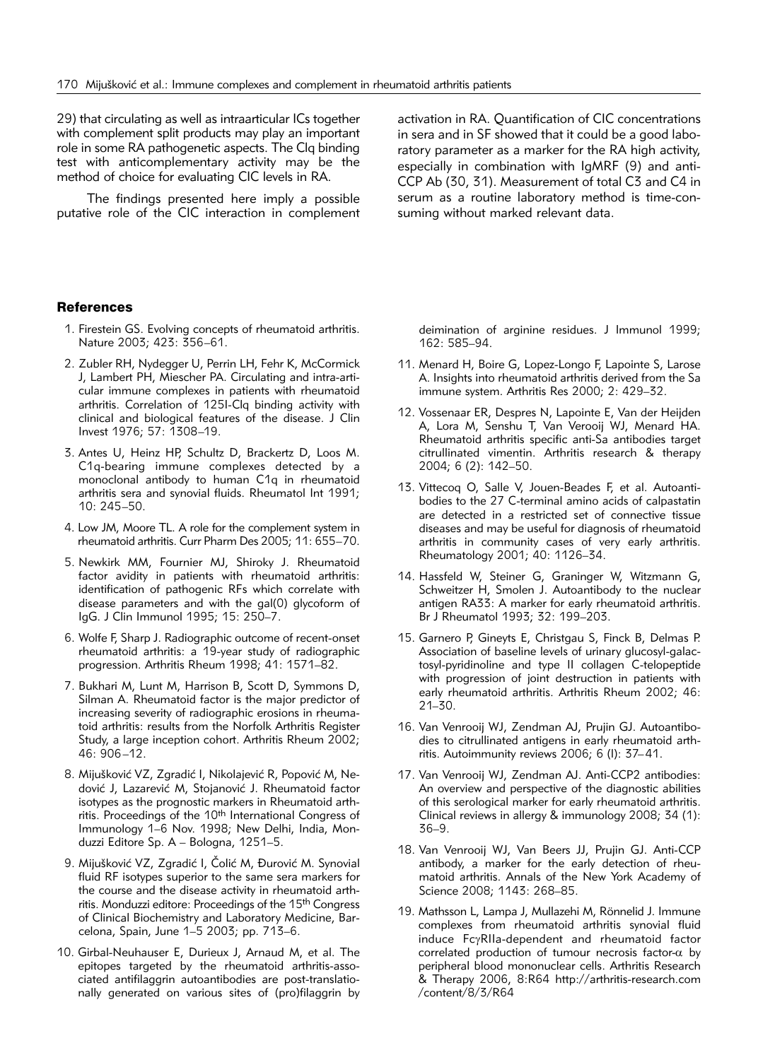29) that circulating as well as intraarticular ICs together with complement split products may play an important role in some RA pathogenetic aspects. The Clq binding test with anticomplementary activity may be the method of choice for evaluating CIC levels in RA.

The findings presented here imply a possible putative role of the CIC interaction in complement activation in RA. Quantification of CIC concentrations in sera and in SF showed that it could be a good laboratory parameter as a marker for the RA high activity, especially in combination with IgMRF (9) and anti-CCP Ab (30, 31). Measurement of total C3 and C4 in serum as a routine laboratory method is time-consuming without marked relevant data.

## References

1. Firestein GS. Evolving concepts of rheumatoid arthritis. Nature 2003; 423: 356–61.
2. Zubler RH, Nydegger U, Perrin LH, Fehr K, McCormick J, Lambert PH, Miescher PA. Circulating and intra-articular immune complexes in patients with rheumatoid arthritis. Correlation of 125I-Clq binding activity with clinical and biological features of the disease. J Clin Invest 1976; 57: 1308–19.
3. Antes U, Heinz HP, Schultz D, Brackertz D, Loos M. C1q-bearing immune complexes detected by a monoclonal antibody to human C1q in rheumatoid arthritis sera and synovial fluids. Rheumatol Int 1991; 10: 245–50.
4. Low JM, Moore TL. A role for the complement system in rheumatoid arthritis. Curr Pharm Des 2005; 11: 655–70.
5. Newkirk MM, Fournier MJ, Shiroky J. Rheumatoid factor avidity in patients with rheumatoid arthritis: identification of pathogenic RFs which correlate with disease parameters and with the gal(0) glycoform of IgG. J Clin Immunol 1995; 15: 250–7.
6. Wolfe F, Sharp J. Radiographic outcome of recent-onset rheumatoid arthritis: a 19-year study of radiographic progression. Arthritis Rheum 1998; 41: 1571–82.
7. Bukhari M, Lunt M, Harrison B, Scott D, Symmons D, Silman A. Rheumatoid factor is the major predictor of increasing severity of radiographic erosions in rheumatoid arthritis: results from the Norfolk Arthritis Register Study, a large inception cohort. Arthritis Rheum 2002; 46: 906–12.
8. Mijušković VZ, Zgradić I, Nikolajević R, Popović M, Nedović J, Lazarević M, Stojanović J. Rheumatoid factor isotypes as the prognostic markers in Rheumatoid arthritis. Proceedings of the 10th International Congress of Immunology 1–6 Nov. 1998; New Delhi, India, Monduzzi Editore Sp. A – Bologna, 1251–5.
9. Mijušković VZ, Zgradić I, Čolić M, Đurović M. Synovial fluid RF isotypes superior to the same sera markers for the course and the disease activity in rheumatoid arthritis. Monduzzi editore: Proceedings of the 15th Congress of Clinical Biochemistry and Laboratory Medicine, Barcelona, Spain, June 1–5 2003; pp. 713–6.
10. Girbal-Neuhauser E, Durieux J, Arnaud M, et al. The epitopes targeted by the rheumatoid arthritis-associated antifilaggrin autoantibodies are post-translationally generated on various sites of (pro)filaggrin by deimination of arginine residues. J Immunol 1999; 162: 585–94.
11. Menard H, Boire G, Lopez-Longo F, Lapointe S, Larose A. Insights into rheumatoid arthritis derived from the Sa immune system. Arthritis Res 2000; 2: 429–32.
12. Vossenaar ER, Despres N, Lapointe E, Van der Heijden A, Lora M, Senshu T, Van Verooij WJ, Menard HA. Rheumatoid arthritis specific anti-Sa antibodies target citrullinated vimentin. Arthritis research & therapy 2004; 6 (2): 142–50.
13. Vittecoq O, Salle V, Jouen-Beades F, et al. Autoantibodies to the 27 C-terminal amino acids of calpastatin are detected in a restricted set of connective tissue diseases and may be useful for diagnosis of rheumatoid arthritis in community cases of very early arthritis. Rheumatology 2001; 40: 1126–34.
14. Hassfeld W, Steiner G, Graninger W, Witzmann G, Schweitzer H, Smolen J. Autoantibody to the nuclear antigen RA33: A marker for early rheumatoid arthritis. Br J Rheumatol 1993; 32: 199–203.
15. Garnero P, Gineyts E, Christgau S, Finck B, Delmas P. Association of baseline levels of urinary glucosyl-galactosyl-pyridinoline and type II collagen C-telopeptide with progression of joint destruction in patients with early rheumatoid arthritis. Arthritis Rheum 2002; 46: 21–30.
16. Van Venrooij WJ, Zendman AJ, Prujin GJ. Autoantibodies to citrullinated antigens in early rheumatoid arthritis. Autoimmunity reviews 2006; 6 (I): 37–41.
17. Van Venrooij WJ, Zendman AJ. Anti-CCP2 antibodies: An overview and perspective of the diagnostic abilities of this serological marker for early rheumatoid arthritis. Clinical reviews in allergy & immunology 2008; 34 (1): 36–9.
18. Van Venrooij WJ, Van Beers JJ, Prujin GJ. Anti-CCP antibody, a marker for the early detection of rheumatoid arthritis. Annals of the New York Academy of Science 2008; 1143: 268–85.
19. Mathsson L, Lampa J, Mullazehi M, Rönnelid J. Immune complexes from rheumatoid arthritis synovial fluid induce FcγRIIa-dependent and rheumatoid factor correlated production of tumour necrosis factor-α by peripheral blood mononuclear cells. Arthritis Research & Therapy 2006, 8:R64 http://arthritis-research.com /content/8/3/R64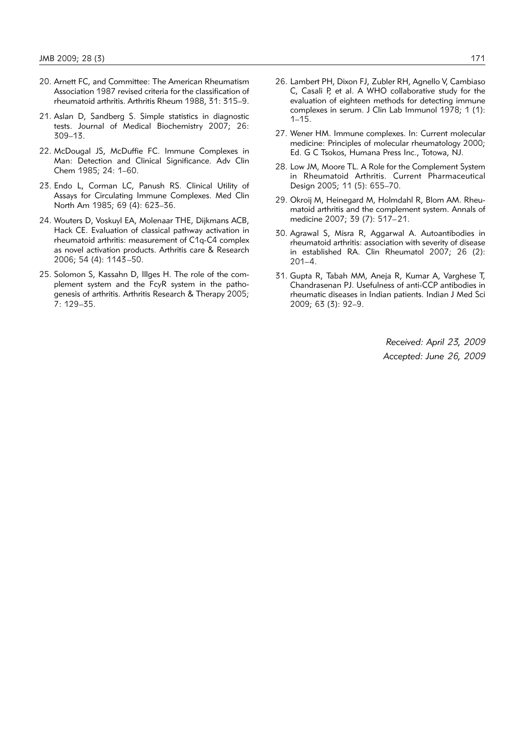20. Arnett FC, and Committee: The American Rheumatism Association 1987 revised criteria for the classification of rheumatoid arthritis. Arthritis Rheum 1988, 31: 315–9.

21. Aslan D, Sandberg S. Simple statistics in diagnostic tests. Journal of Medical Biochemistry 2007; 26: 309–13.

22. McDougal JS, McDuffie FC. Immune Complexes in Man: Detection and Clinical Significance. Adv Clin Chem 1985; 24: 1–60.

23. Endo L, Corman LC, Panush RS. Clinical Utility of Assays for Circulating Immune Complexes. Med Clin North Am 1985; 69 (4): 623–36.

24. Wouters D, Voskuyl EA, Molenaar THE, Dijkmans ACB, Hack CE. Evaluation of classical pathway activation in rheumatoid arthritis: measurement of C1q-C4 complex as novel activation products. Arthritis care & Research 2006; 54 (4): 1143–50.

25. Solomon S, Kassahn D, Illges H. The role of the complement system and the FcγR system in the pathogenesis of arthritis. Arthritis Research & Therapy 2005; 7: 129–35.

26. Lambert PH, Dixon FJ, Zubler RH, Agnello V, Cambiaso C, Casali P, et al. A WHO collaborative study for the evaluation of eighteen methods for detecting immune complexes in serum. J Clin Lab Immunol 1978; 1 (1): 1–15.

27. Wener HM. Immune complexes. In: Current molecular medicine: Principles of molecular rheumatology 2000; Ed. G C Tsokos, Humana Press Inc., Totowa, NJ.

28. Low JM, Moore TL. A Role for the Complement System in Rheumatoid Arthritis. Current Pharmaceutical Design 2005; 11 (5): 655–70.

29. Okroij M, Heinegard M, Holmdahl R, Blom AM. Rheumatoid arthritis and the complement system. Annals of medicine 2007; 39 (7): 517–21.

30. Agrawal S, Misra R, Aggarwal A. Autoantibodies in rheumatoid arthritis: association with severity of disease in established RA. Clin Rheumatol 2007; 26 (2): 201–4.

31. Gupta R, Tabah MM, Aneja R, Kumar A, Varghese T, Chandrasenan PJ. Usefulness of anti-CCP antibodies in rheumatic diseases in Indian patients. Indian J Med Sci 2009; 63 (3): 92–9.

*Received: April 23, 2009*
*Accepted: June 26, 2009*